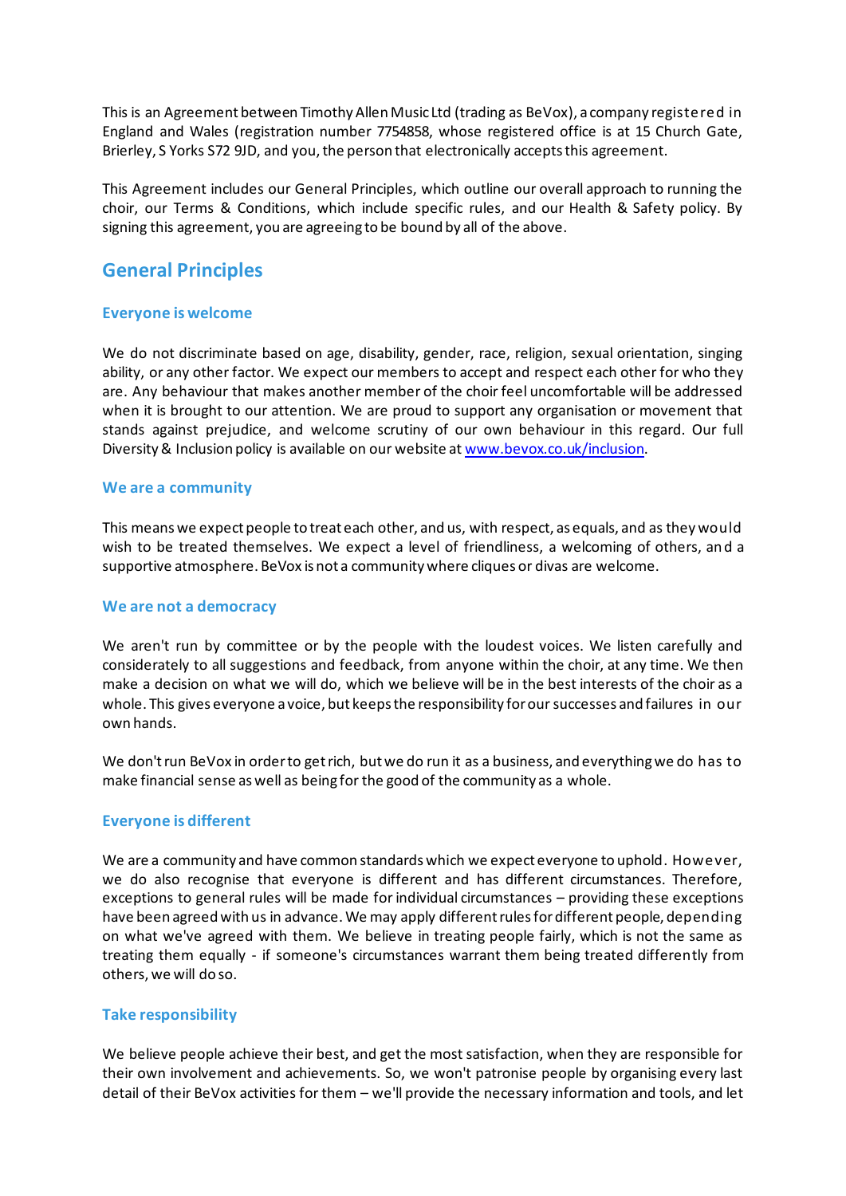This is an Agreement between Timothy Allen Music Ltd (trading as BeVox), a company registered in England and Wales (registration number 7754858, whose registered office is at 15 Church Gate, Brierley, S Yorks S72 9JD, and you, the person that electronically accepts this agreement.

This Agreement includes our General Principles, which outline our overall approach to running the choir, our Terms & Conditions, which include specific rules, and our Health & Safety policy. By signing this agreement, you are agreeing to be bound by all of the above.

## General Principles

### Everyone is welcome

We do not discriminate based on age, disability, gender, race, religion, sexual orientation, singing ability, or any other factor. We expect our members to accept and respect each other for who they are. Any behaviour that makes another member of the choir feel uncomfortable will be addressed when it is brought to our attention. We are proud to support any organisation or movement that stands against prejudice, and welcome scrutiny of our own behaviour in this regard. Our full Diversity & Inclusion policy is available on our website at [www.bevox.co.uk/inclusion](www.bevox.co.uk/inclusion).

### We are a community

This means we expect people to treat each other, and us, with respect, as equals, and as they would wish to be treated themselves. We expect a level of friendliness, a welcoming of others, and a supportive atmosphere. BeVox is not a community where cliques or divas are welcome.

### We are not a democracy

We aren't run by committee or by the people with the loudest voices. We listen carefully and considerately to all suggestions and feedback, from anyone within the choir, at any time. We then make a decision on what we will do, which we believe will be in the best interests of the choir as a whole. This gives everyone a voice, but keeps the responsibility for our successes and failures in our own hands.

We don't run BeVox in order to get rich, but we do run it as a business, and everything we do has to make financial sense as well as being for the good of the community as a whole.

### Everyone is different

We are a community and have common standards which we expect everyone to uphold. However, we do also recognise that everyone is different and has different circumstances. Therefore, exceptions to general rules will be made for individual circumstances – providing these exceptions have been agreed with us in advance. We may apply different rules for different people, depending on what we've agreed with them. We believe in treating people fairly, which is not the same as treating them equally - if someone's circumstances warrant them being treated differently from others, we will do so.

### Take responsibility

We believe people achieve their best, and get the most satisfaction, when they are responsible for their own involvement and achievements. So, we won't patronise people by organising every last detail of their BeVox activities for them – we'll provide the necessary information and tools, and let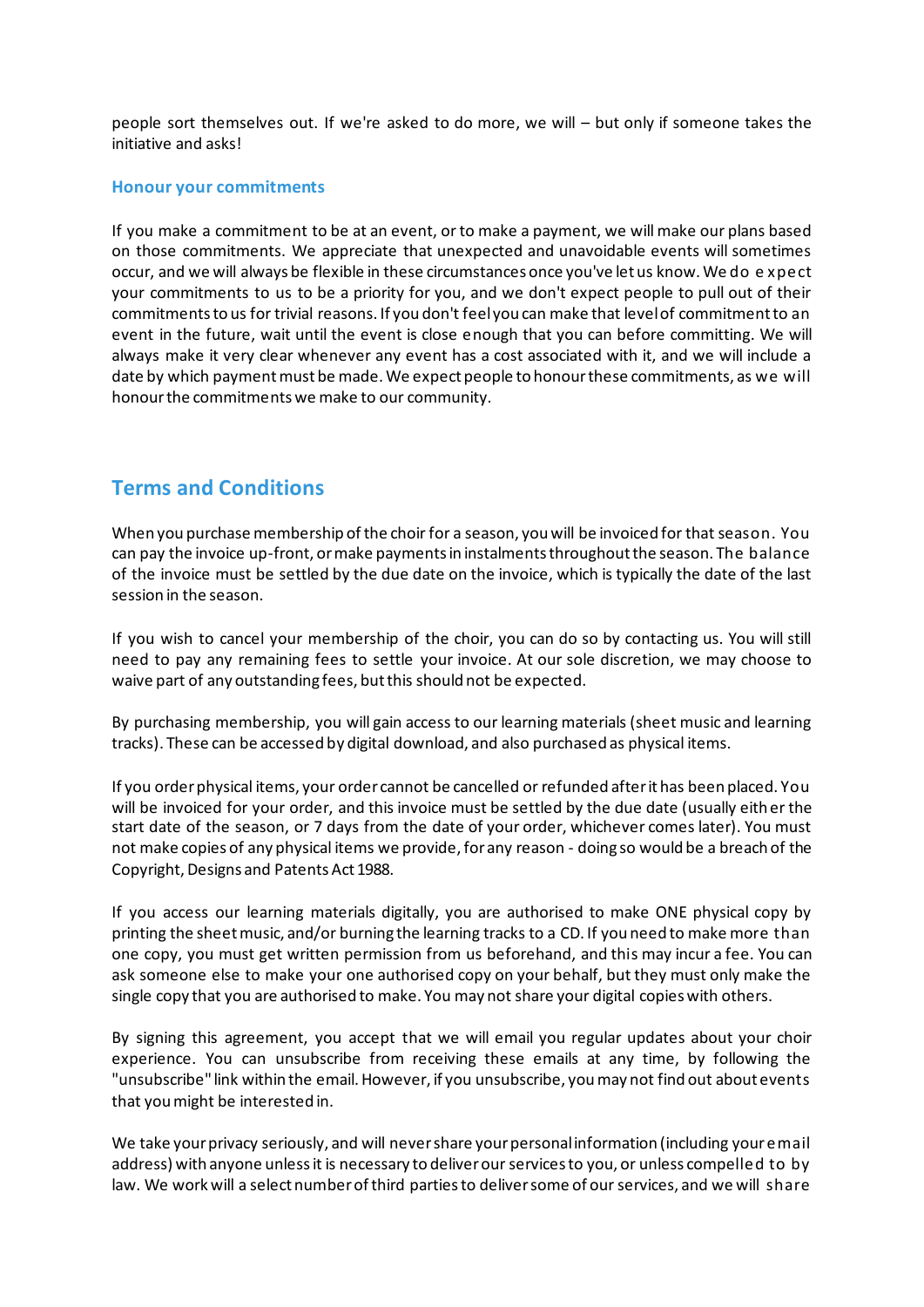people sort themselves out. If we're asked to do more, we will – but only if someone takes the initiative and asks!

### Honour your commitments

If you make a commitment to be at an event, or to make a payment, we will make our plans based on those commitments. We appreciate that unexpected and unavoidable events will sometimes occur, and we will always be flexible in these circumstances once you've let us know. We do expect your commitments to us to be a priority for you, and we don't expect people to pull out of their commitments to us for trivial reasons. If you don't feel you can make that level of commitment to an event in the future, wait until the event is close enough that you can before committing. We will always make it very clear whenever any event has a cost associated with it, and we will include a date by which payment must be made. We expect people to honour these commitments, as we will honour the commitments we make to our community.

## Terms and Conditions

When you purchase membership of the choir for a season, you will be invoiced for that season. You can pay the invoice up-front, or make payments in instalments throughout the season. The balance of the invoice must be settled by the due date on the invoice, which is typically the date of the last session in the season.

If you wish to cancel your membership of the choir, you can do so by contacting us. You will still need to pay any remaining fees to settle your invoice. At our sole discretion, we may choose to waive part of any outstanding fees, but this should not be expected.

By purchasing membership, you will gain access to our learning materials (sheet music and learning tracks). These can be accessed by digital download, and also purchased as physical items.

If you order physical items, your order cannot be cancelled or refunded after it has been placed. You will be invoiced for your order, and this invoice must be settled by the due date (usually either the start date of the season, or 7 days from the date of your order, whichever comes later). You must not make copies of any physical items we provide, for any reason - doing so would be a breach of the Copyright, Designs and Patents Act 1988.

If you access our learning materials digitally, you are authorised to make ONE physical copy by printing the sheet music, and/or burning the learning tracks to a CD. If you need to make more than one copy, you must get written permission from us beforehand, and this may incur a fee. You can ask someone else to make your one authorised copy on your behalf, but they must only make the single copy that you are authorised to make. You may not share your digital copies with others.

By signing this agreement, you accept that we will email you regular updates about your choir experience. You can unsubscribe from receiving these emails at any time, by following the "unsubscribe" link within the email. However, if you unsubscribe, you may not find out about events that you might be interested in.

We take your privacy seriously, and will never share your personal information (including your email address) with anyone unless it is necessary to deliver our services to you, or unless compelled to by law. We work will a select number of third parties to deliver some of our services, and we will share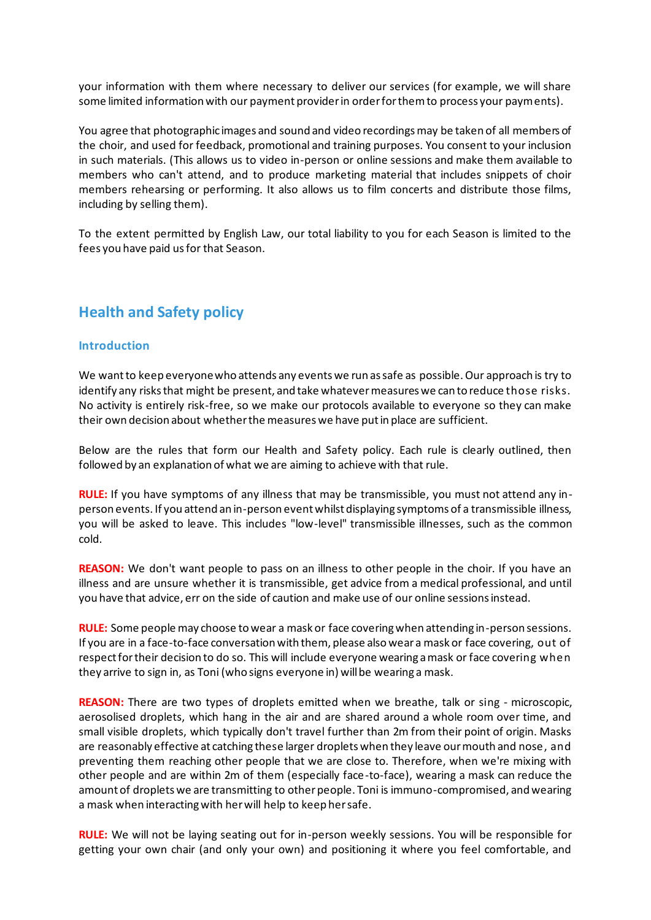your information with them where necessary to deliver our services (for example, we will share some limited information with our payment provider in order for them to process your payments).

You agree that photographic images and sound and video recordings may be taken of all members of the choir, and used for feedback, promotional and training purposes. You consent to your inclusion in such materials. (This allows us to video in-person or online sessions and make them available to members who can't attend, and to produce marketing material that includes snippets of choir members rehearsing or performing. It also allows us to film concerts and distribute those films, including by selling them).

To the extent permitted by English Law, our total liability to you for each Season is limited to the fees you have paid us for that Season.

## Health and Safety policy

### Introduction

We want to keep everyone who attends any events we run as safe as possible. Our approach is try to identify any risks that might be present, and take whatever measures we can to reduce those risks. No activity is entirely risk-free, so we make our protocols available to everyone so they can make their own decision about whether the measures we have put in place are sufficient.

Below are the rules that form our Health and Safety policy. Each rule is clearly outlined, then followed by an explanation of what we are aiming to achieve with that rule.

**RULE:** If you have symptoms of any illness that may be transmissible, you must not attend any in-person events. If you attend an in-person event whilst displaying symptoms of a transmissible illness, you will be asked to leave. This includes "low-level" transmissible illnesses, such as the common cold.

**REASON:** We don't want people to pass on an illness to other people in the choir. If you have an illness and are unsure whether it is transmissible, get advice from a medical professional, and until you have that advice, err on the side of caution and make use of our online sessions instead.

**RULE:** Some people may choose to wear a mask or face covering when attending in-person sessions. If you are in a face-to-face conversation with them, please also wear a mask or face covering, out of respect for their decision to do so. This will include everyone wearing a mask or face covering when they arrive to sign in, as Toni (who signs everyone in) will be wearing a mask.

**REASON:** There are two types of droplets emitted when we breathe, talk or sing - microscopic, aerosolised droplets, which hang in the air and are shared around a whole room over time, and small visible droplets, which typically don't travel further than 2m from their point of origin. Masks are reasonably effective at catching these larger droplets when they leave our mouth and nose, and preventing them reaching other people that we are close to. Therefore, when we're mixing with other people and are within 2m of them (especially face-to-face), wearing a mask can reduce the amount of droplets we are transmitting to other people. Toni is immuno-compromised, and wearing a mask when interacting with her will help to keep her safe.

**RULE:** We will not be laying seating out for in-person weekly sessions. You will be responsible for getting your own chair (and only your own) and positioning it where you feel comfortable, and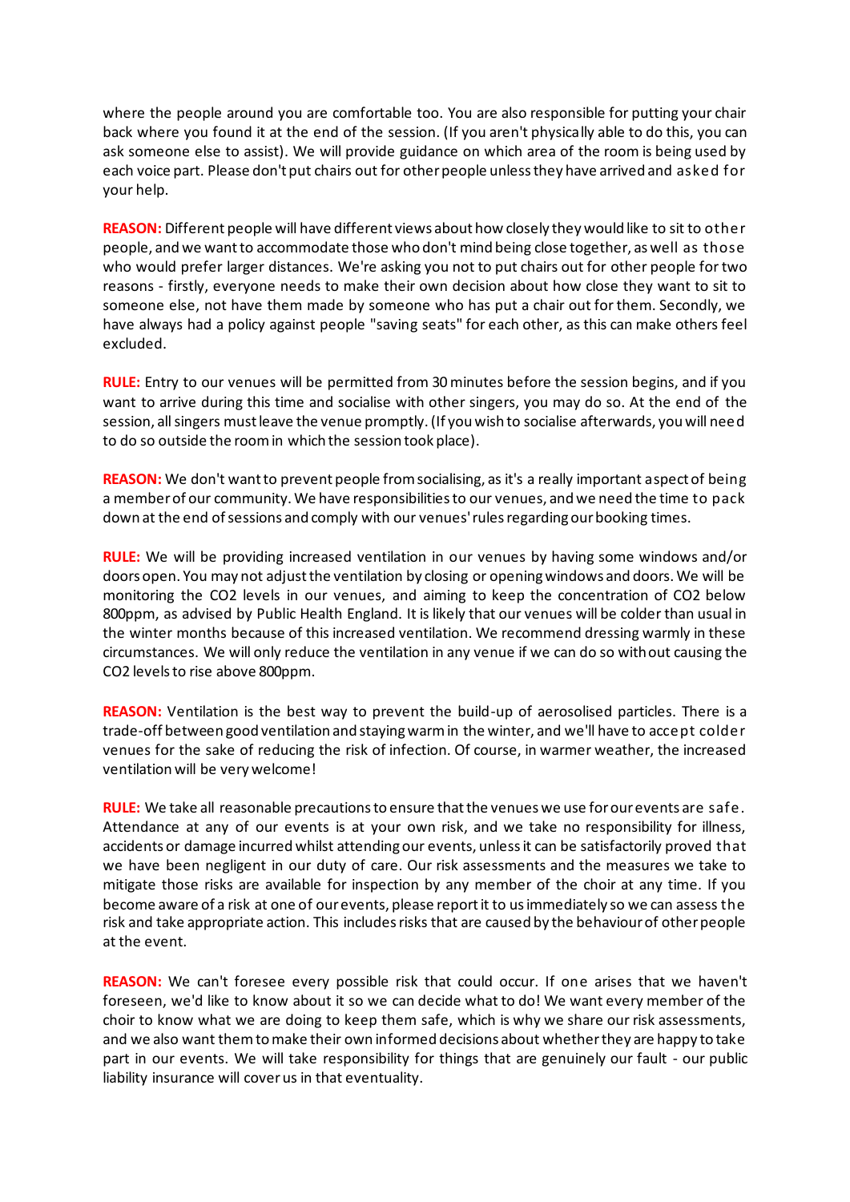where the people around you are comfortable too. You are also responsible for putting your chair back where you found it at the end of the session. (If you aren't physically able to do this, you can ask someone else to assist). We will provide guidance on which area of the room is being used by each voice part. Please don't put chairs out for other people unless they have arrived and asked for your help.

**REASON:** Different people will have different views about how closely they would like to sit to other people, and we want to accommodate those who don't mind being close together, as well as those who would prefer larger distances. We're asking you not to put chairs out for other people for two reasons - firstly, everyone needs to make their own decision about how close they want to sit to someone else, not have them made by someone who has put a chair out for them. Secondly, we have always had a policy against people "saving seats" for each other, as this can make others feel excluded.

**RULE:** Entry to our venues will be permitted from 30 minutes before the session begins, and if you want to arrive during this time and socialise with other singers, you may do so. At the end of the session, all singers must leave the venue promptly. (If you wish to socialise afterwards, you will need to do so outside the room in which the session took place).

**REASON:** We don't want to prevent people from socialising, as it's a really important aspect of being a member of our community. We have responsibilities to our venues, and we need the time to pack down at the end of sessions and comply with our venues' rules regarding our booking times.

**RULE:** We will be providing increased ventilation in our venues by having some windows and/or doors open. You may not adjust the ventilation by closing or opening windows and doors. We will be monitoring the $CO_2$ levels in our venues, and aiming to keep the concentration of $CO_2$ below 800ppm, as advised by Public Health England. It is likely that our venues will be colder than usual in the winter months because of this increased ventilation. We recommend dressing warmly in these circumstances. We will only reduce the ventilation in any venue if we can do so without causing the $CO_2$ levels to rise above 800ppm.

**REASON:** Ventilation is the best way to prevent the build-up of aerosolised particles. There is a trade-off between good ventilation and staying warm in the winter, and we'll have to accept colder venues for the sake of reducing the risk of infection. Of course, in warmer weather, the increased ventilation will be very welcome!

**RULE:** We take all reasonable precautions to ensure that the venues we use for our events are safe. Attendance at any of our events is at your own risk, and we take no responsibility for illness, accidents or damage incurred whilst attending our events, unless it can be satisfactorily proved that we have been negligent in our duty of care. Our risk assessments and the measures we take to mitigate those risks are available for inspection by any member of the choir at any time. If you become aware of a risk at one of our events, please report it to us immediately so we can assess the risk and take appropriate action. This includes risks that are caused by the behaviour of other people at the event.

**REASON:** We can't foresee every possible risk that could occur. If one arises that we haven't foreseen, we'd like to know about it so we can decide what to do! We want every member of the choir to know what we are doing to keep them safe, which is why we share our risk assessments, and we also want them to make their own informed decisions about whether they are happy to take part in our events. We will take responsibility for things that are genuinely our fault - our public liability insurance will cover us in that eventuality.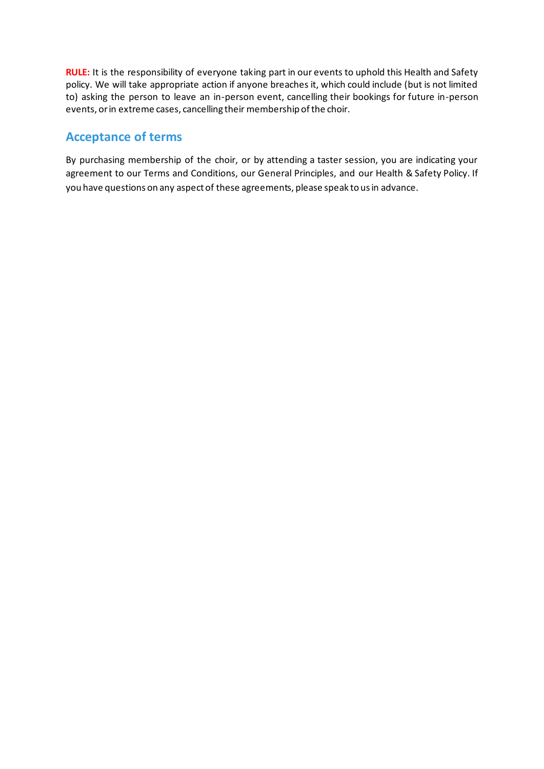**RULE:** It is the responsibility of everyone taking part in our events to uphold this Health and Safety policy. We will take appropriate action if anyone breaches it, which could include (but is not limited to) asking the person to leave an in-person event, cancelling their bookings for future in-person events, or in extreme cases, cancelling their membership of the choir.

## Acceptance of terms

By purchasing membership of the choir, or by attending a taster session, you are indicating your agreement to our Terms and Conditions, our General Principles, and our Health & Safety Policy. If you have questions on any aspect of these agreements, please speak to us in advance.